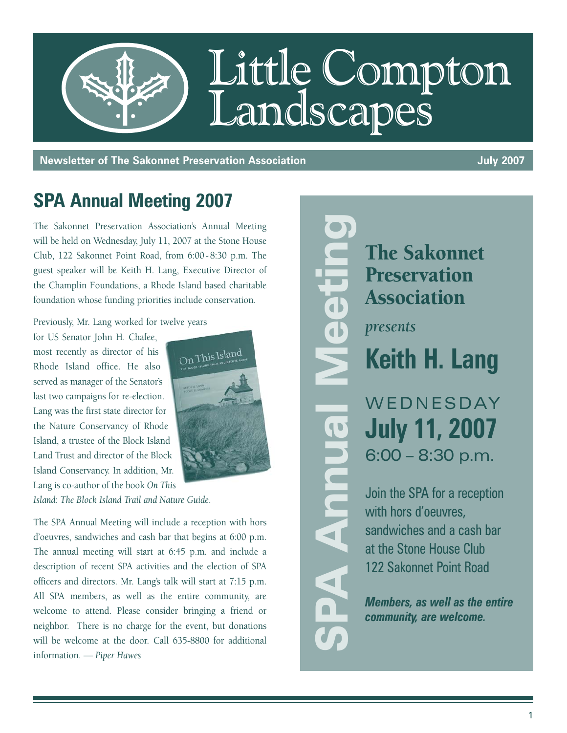# Little Compton Landscapes

**Newsletter of The Sakonnet Preservation Association** **July 2007**

## SPA Annual Meeting 2007

The Sakonnet Preservation Association's Annual Meeting will be held on Wednesday, July 11, 2007 at the Stone House Club, 122 Sakonnet Point Road, from 6:00 - 8:30 p.m. The guest speaker will be Keith H. Lang, Executive Director of the Champlin Foundations, a Rhode Island based charitable foundation whose funding priorities include conservation.

Previously, Mr. Lang worked for twelve years for US Senator John H. Chafee, most recently as director of his Rhode Island office. He also served as manager of the Senator's last two campaigns for re-election. Lang was the first state director for the Nature Conservancy of Rhode Island, a trustee of the Block Island Land Trust and director of the Block Island Conservancy. In addition, Mr. Lang is co-author of the book *On This Island: The Block Island Trail and Nature Guide*.

The SPA Annual Meeting will include a reception with hors d'oeuvres, sandwiches and cash bar that begins at 6:00 p.m. The annual meeting will start at 6:45 p.m. and include a description of recent SPA activities and the election of SPA officers and directors. Mr. Lang's talk will start at 7:15 p.m. All SPA members, as well as the entire community, are welcome to attend. Please consider bringing a friend or neighbor. There is no charge for the event, but donations will be welcome at the door. Call 635-8800 for additional information. — *Piper Hawes*

**SPA Annual Meeting**

**The Sakonnet Preservation Association**

*presents*

**Keith H. Lang**

WEDNESDAY
**July 11, 2007**
6:00 – 8:30 p.m.

Join the SPA for a reception with hors d'oeuvres, sandwiches and a cash bar at the Stone House Club
122 Sakonnet Point Road

***Members, as well as the entire community, are welcome.***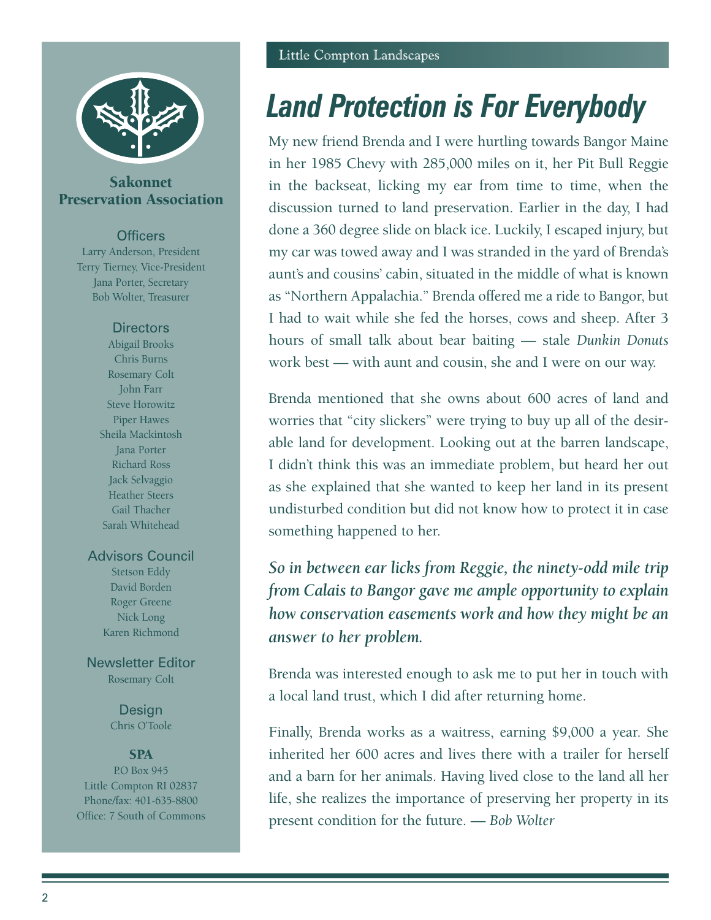## Sakonnet Preservation Association

### Officers

Larry Anderson, President
Terry Tierney, Vice-President
Jana Porter, Secretary
Bob Wolter, Treasurer

### Directors

Abigail Brooks
Chris Burns
Rosemary Colt
John Farr
Steve Horowitz
Piper Hawes
Sheila Mackintosh
Jana Porter
Richard Ross
Jack Selvaggio
Heather Steers
Gail Thacher
Sarah Whitehead

### Advisors Council

Stetson Eddy
David Borden
Roger Greene
Nick Long
Karen Richmond

### Newsletter Editor

Rosemary Colt

### Design

Chris O'Toole

### SPA

P.O Box 945
Little Compton RI 02837
Phone/fax: 401-635-8800
Office: 7 South of Commons

Little Compton Landscapes

# *Land Protection is For Everybody*

My new friend Brenda and I were hurtling towards Bangor Maine in her 1985 Chevy with 285,000 miles on it, her Pit Bull Reggie in the backseat, licking my ear from time to time, when the discussion turned to land preservation. Earlier in the day, I had done a 360 degree slide on black ice. Luckily, I escaped injury, but my car was towed away and I was stranded in the yard of Brenda's aunt's and cousins' cabin, situated in the middle of what is known as "Northern Appalachia." Brenda offered me a ride to Bangor, but I had to wait while she fed the horses, cows and sheep. After 3 hours of small talk about bear baiting — stale *Dunkin Donuts* work best — with aunt and cousin, she and I were on our way.

Brenda mentioned that she owns about 600 acres of land and worries that "city slickers" were trying to buy up all of the desirable land for development. Looking out at the barren landscape, I didn't think this was an immediate problem, but heard her out as she explained that she wanted to keep her land in its present undisturbed condition but did not know how to protect it in case something happened to her.

***So in between ear licks from Reggie, the ninety-odd mile trip from Calais to Bangor gave me ample opportunity to explain how conservation easements work and how they might be an answer to her problem.***

Brenda was interested enough to ask me to put her in touch with a local land trust, which I did after returning home.

Finally, Brenda works as a waitress, earning $9,000 a year. She inherited her 600 acres and lives there with a trailer for herself and a barn for her animals. Having lived close to the land all her life, she realizes the importance of preserving her property in its present condition for the future. — *Bob Wolter*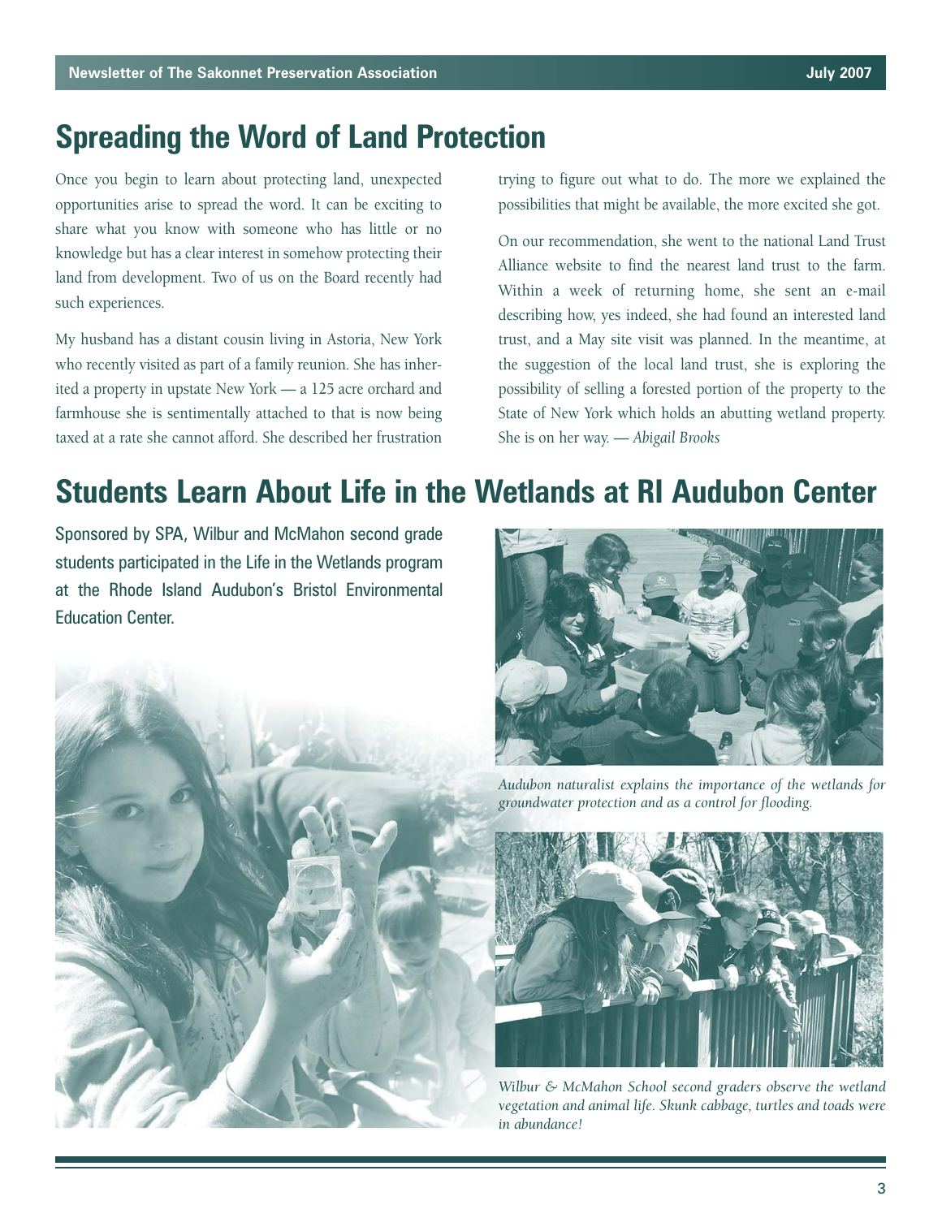## Spreading the Word of Land Protection

Once you begin to learn about protecting land, unexpected opportunities arise to spread the word. It can be exciting to share what you know with someone who has little or no knowledge but has a clear interest in somehow protecting their land from development. Two of us on the Board recently had such experiences.

My husband has a distant cousin living in Astoria, New York who recently visited as part of a family reunion. She has inherited a property in upstate New York — a 125 acre orchard and farmhouse she is sentimentally attached to that is now being taxed at a rate she cannot afford. She described her frustration trying to figure out what to do. The more we explained the possibilities that might be available, the more excited she got.

On our recommendation, she went to the national Land Trust Alliance website to find the nearest land trust to the farm. Within a week of returning home, she sent an e-mail describing how, yes indeed, she had found an interested land trust, and a May site visit was planned. In the meantime, at the suggestion of the local land trust, she is exploring the possibility of selling a forested portion of the property to the State of New York which holds an abutting wetland property. She is on her way. — *Abigail Brooks*

## Students Learn About Life in the Wetlands at RI Audubon Center

Sponsored by SPA, Wilbur and McMahon second grade students participated in the Life in the Wetlands program at the Rhode Island Audubon's Bristol Environmental Education Center.

*Audubon naturalist explains the importance of the wetlands for groundwater protection and as a control for flooding.*

*Wilbur & McMahon School second graders observe the wetland vegetation and animal life. Skunk cabbage, turtles and toads were in abundance!*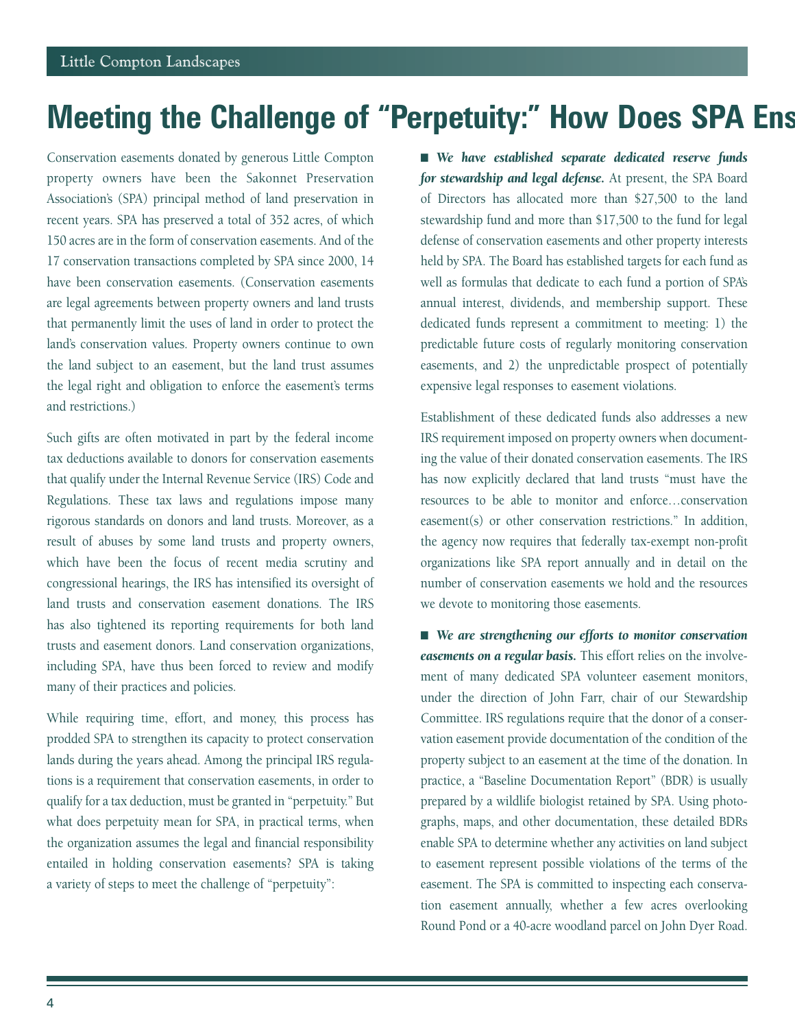# Meeting the Challenge of "Perpetuity:" How Does SPA Ens

Conservation easements donated by generous Little Compton property owners have been the Sakonnet Preservation Association's (SPA) principal method of land preservation in recent years. SPA has preserved a total of 352 acres, of which 150 acres are in the form of conservation easements. And of the 17 conservation transactions completed by SPA since 2000, 14 have been conservation easements. (Conservation easements are legal agreements between property owners and land trusts that permanently limit the uses of land in order to protect the land's conservation values. Property owners continue to own the land subject to an easement, but the land trust assumes the legal right and obligation to enforce the easement's terms and restrictions.)

Such gifts are often motivated in part by the federal income tax deductions available to donors for conservation easements that qualify under the Internal Revenue Service (IRS) Code and Regulations. These tax laws and regulations impose many rigorous standards on donors and land trusts. Moreover, as a result of abuses by some land trusts and property owners, which have been the focus of recent media scrutiny and congressional hearings, the IRS has intensified its oversight of land trusts and conservation easement donations. The IRS has also tightened its reporting requirements for both land trusts and easement donors. Land conservation organizations, including SPA, have thus been forced to review and modify many of their practices and policies.

While requiring time, effort, and money, this process has prodded SPA to strengthen its capacity to protect conservation lands during the years ahead. Among the principal IRS regulations is a requirement that conservation easements, in order to qualify for a tax deduction, must be granted in "perpetuity." But what does perpetuity mean for SPA, in practical terms, when the organization assumes the legal and financial responsibility entailed in holding conservation easements? SPA is taking a variety of steps to meet the challenge of "perpetuity":

- ***We have established separate dedicated reserve funds for stewardship and legal defense.*** At present, the SPA Board of Directors has allocated more than $27,500 to the land stewardship fund and more than $17,500 to the fund for legal defense of conservation easements and other property interests held by SPA. The Board has established targets for each fund as well as formulas that dedicate to each fund a portion of SPA's annual interest, dividends, and membership support. These dedicated funds represent a commitment to meeting: 1) the predictable future costs of regularly monitoring conservation easements, and 2) the unpredictable prospect of potentially expensive legal responses to easement violations.

Establishment of these dedicated funds also addresses a new IRS requirement imposed on property owners when documenting the value of their donated conservation easements. The IRS has now explicitly declared that land trusts "must have the resources to be able to monitor and enforce…conservation easement(s) or other conservation restrictions." In addition, the agency now requires that federally tax-exempt non-profit organizations like SPA report annually and in detail on the number of conservation easements we hold and the resources we devote to monitoring those easements.

- ***We are strengthening our efforts to monitor conservation easements on a regular basis.*** This effort relies on the involvement of many dedicated SPA volunteer easement monitors, under the direction of John Farr, chair of our Stewardship Committee. IRS regulations require that the donor of a conservation easement provide documentation of the condition of the property subject to an easement at the time of the donation. In practice, a "Baseline Documentation Report" (BDR) is usually prepared by a wildlife biologist retained by SPA. Using photographs, maps, and other documentation, these detailed BDRs enable SPA to determine whether any activities on land subject to easement represent possible violations of the terms of the easement. The SPA is committed to inspecting each conservation easement annually, whether a few acres overlooking Round Pond or a 40-acre woodland parcel on John Dyer Road.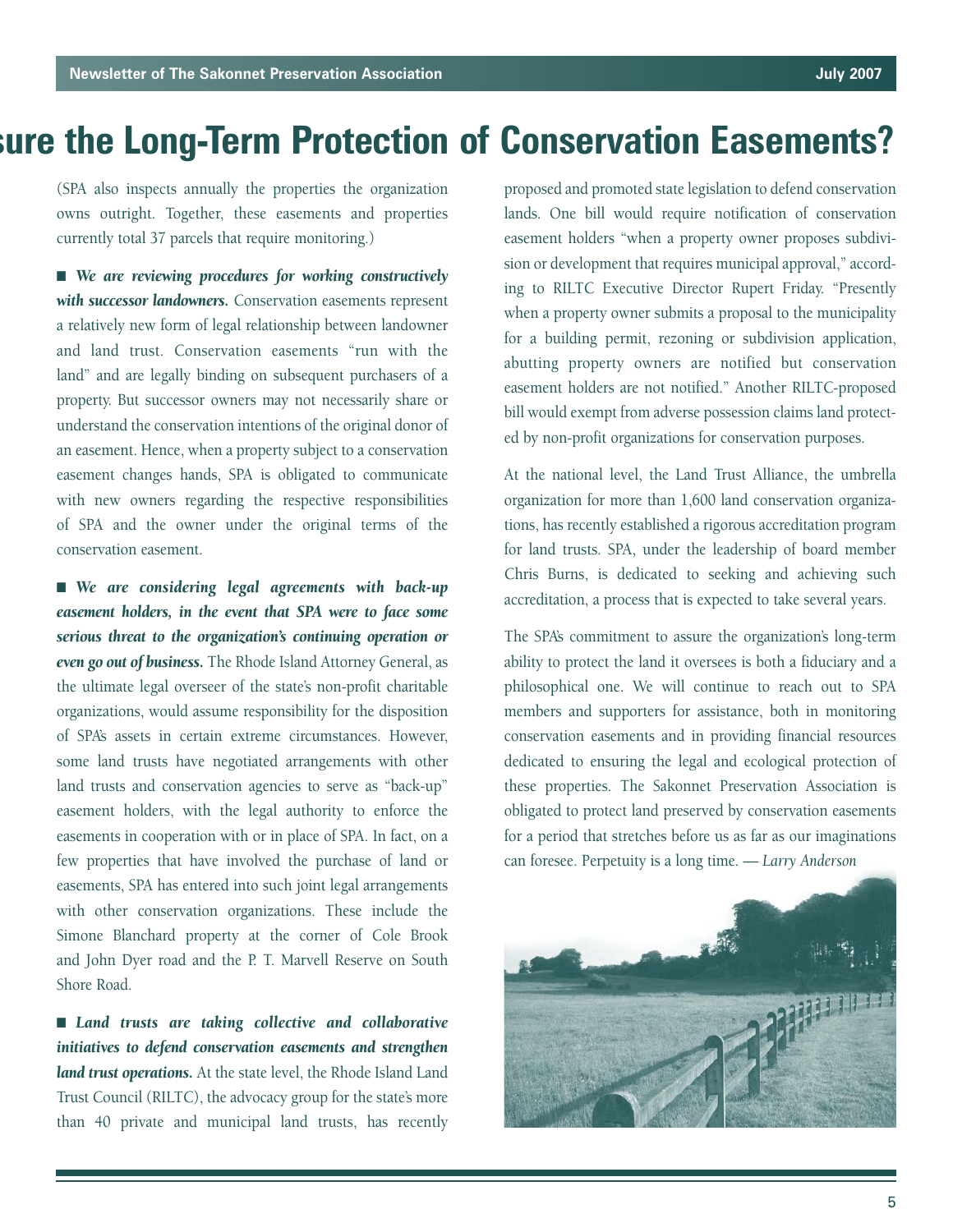# sure the Long-Term Protection of Conservation Easements?

(SPA also inspects annually the properties the organization owns outright. Together, these easements and properties currently total 37 parcels that require monitoring.)

■ ***We are reviewing procedures for working constructively with successor landowners.*** Conservation easements represent a relatively new form of legal relationship between landowner and land trust. Conservation easements "run with the land" and are legally binding on subsequent purchasers of a property. But successor owners may not necessarily share or understand the conservation intentions of the original donor of an easement. Hence, when a property subject to a conservation easement changes hands, SPA is obligated to communicate with new owners regarding the respective responsibilities of SPA and the owner under the original terms of the conservation easement.

■ ***We are considering legal agreements with back-up easement holders, in the event that SPA were to face some serious threat to the organization's continuing operation or even go out of business.*** The Rhode Island Attorney General, as the ultimate legal overseer of the state's non-profit charitable organizations, would assume responsibility for the disposition of SPA's assets in certain extreme circumstances. However, some land trusts have negotiated arrangements with other land trusts and conservation agencies to serve as "back-up" easement holders, with the legal authority to enforce the easements in cooperation with or in place of SPA. In fact, on a few properties that have involved the purchase of land or easements, SPA has entered into such joint legal arrangements with other conservation organizations. These include the Simone Blanchard property at the corner of Cole Brook and John Dyer road and the P. T. Marvell Reserve on South Shore Road.

■ ***Land trusts are taking collective and collaborative initiatives to defend conservation easements and strengthen land trust operations.*** At the state level, the Rhode Island Land Trust Council (RILTC), the advocacy group for the state's more than 40 private and municipal land trusts, has recently proposed and promoted state legislation to defend conservation lands. One bill would require notification of conservation easement holders "when a property owner proposes subdivision or development that requires municipal approval," according to RILTC Executive Director Rupert Friday. "Presently when a property owner submits a proposal to the municipality for a building permit, rezoning or subdivision application, abutting property owners are notified but conservation easement holders are not notified." Another RILTC-proposed bill would exempt from adverse possession claims land protected by non-profit organizations for conservation purposes.

At the national level, the Land Trust Alliance, the umbrella organization for more than 1,600 land conservation organizations, has recently established a rigorous accreditation program for land trusts. SPA, under the leadership of board member Chris Burns, is dedicated to seeking and achieving such accreditation, a process that is expected to take several years.

The SPA's commitment to assure the organization's long-term ability to protect the land it oversees is both a fiduciary and a philosophical one. We will continue to reach out to SPA members and supporters for assistance, both in monitoring conservation easements and in providing financial resources dedicated to ensuring the legal and ecological protection of these properties. The Sakonnet Preservation Association is obligated to protect land preserved by conservation easements for a period that stretches before us as far as our imaginations can foresee. Perpetuity is a long time. — *Larry Anderson*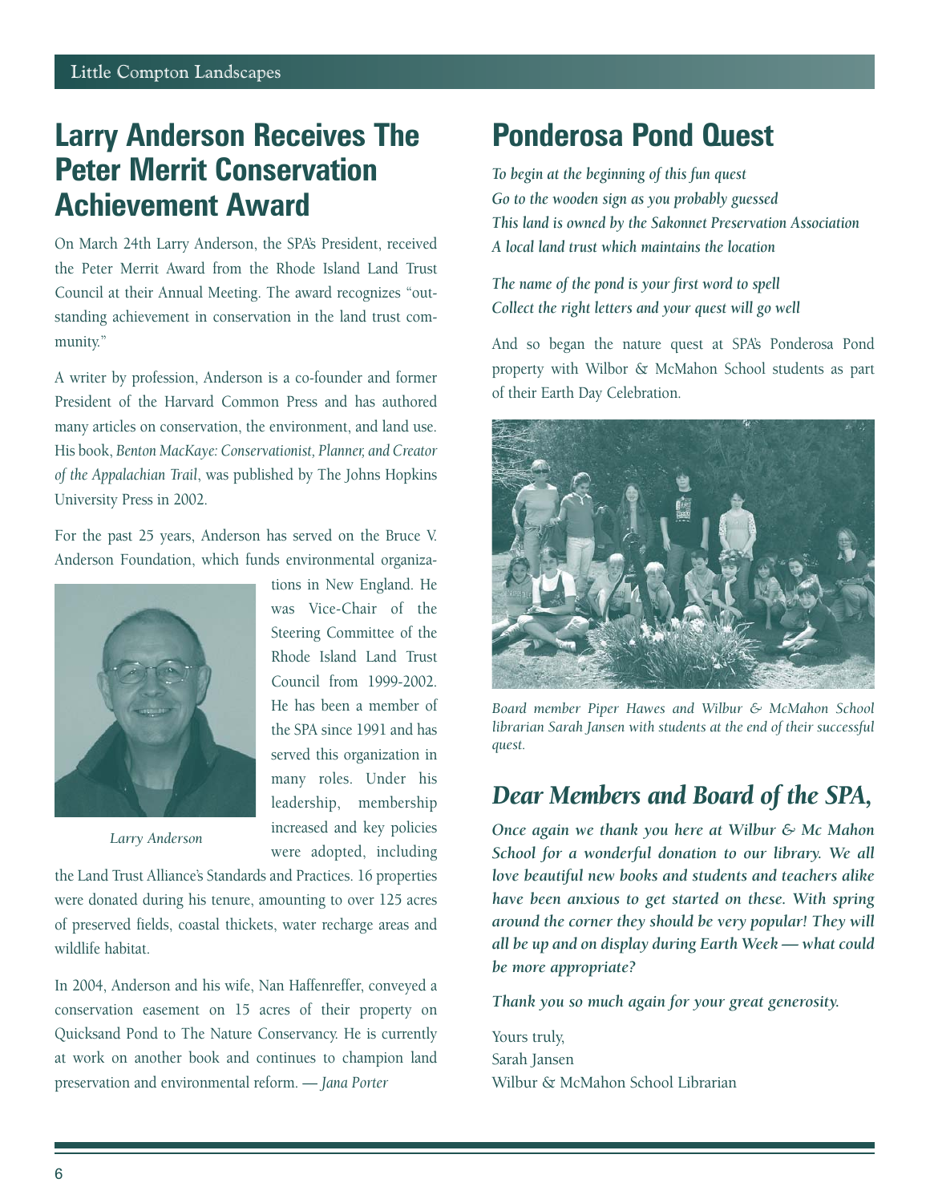## Larry Anderson Receives The Peter Merrit Conservation Achievement Award

On March 24th Larry Anderson, the SPA's President, received the Peter Merrit Award from the Rhode Island Land Trust Council at their Annual Meeting. The award recognizes "outstanding achievement in conservation in the land trust community."

A writer by profession, Anderson is a co-founder and former President of the Harvard Common Press and has authored many articles on conservation, the environment, and land use. His book, *Benton MacKaye: Conservationist, Planner, and Creator of the Appalachian Trail*, was published by The Johns Hopkins University Press in 2002.

For the past 25 years, Anderson has served on the Bruce V. Anderson Foundation, which funds environmental organizations in New England. He was Vice-Chair of the Steering Committee of the Rhode Island Land Trust Council from 1999-2002. He has been a member of the SPA since 1991 and has served this organization in many roles. Under his leadership, membership increased and key policies were adopted, including the Land Trust Alliance's Standards and Practices. 16 properties were donated during his tenure, amounting to over 125 acres of preserved fields, coastal thickets, water recharge areas and wildlife habitat.

*Larry Anderson*

In 2004, Anderson and his wife, Nan Haffenreffer, conveyed a conservation easement on 15 acres of their property on Quicksand Pond to The Nature Conservancy. He is currently at work on another book and continues to champion land preservation and environmental reform. — *Jana Porter*

## Ponderosa Pond Quest

*To begin at the beginning of this fun quest*
*Go to the wooden sign as you probably guessed*
*This land is owned by the Sakonnet Preservation Association*
*A local land trust which maintains the location*

*The name of the pond is your first word to spell*
*Collect the right letters and your quest will go well*

And so began the nature quest at SPA's Ponderosa Pond property with Wilbor & McMahon School students as part of their Earth Day Celebration.

*Board member Piper Hawes and Wilbur & McMahon School librarian Sarah Jansen with students at the end of their successful quest.*

## *Dear Members and Board of the SPA,*

***Once again we thank you here at Wilbur & Mc Mahon School for a wonderful donation to our library. We all love beautiful new books and students and teachers alike have been anxious to get started on these. With spring around the corner they should be very popular! They will all be up and on display during Earth Week — what could be more appropriate?***

***Thank you so much again for your great generosity.***

Yours truly,
Sarah Jansen
Wilbur & McMahon School Librarian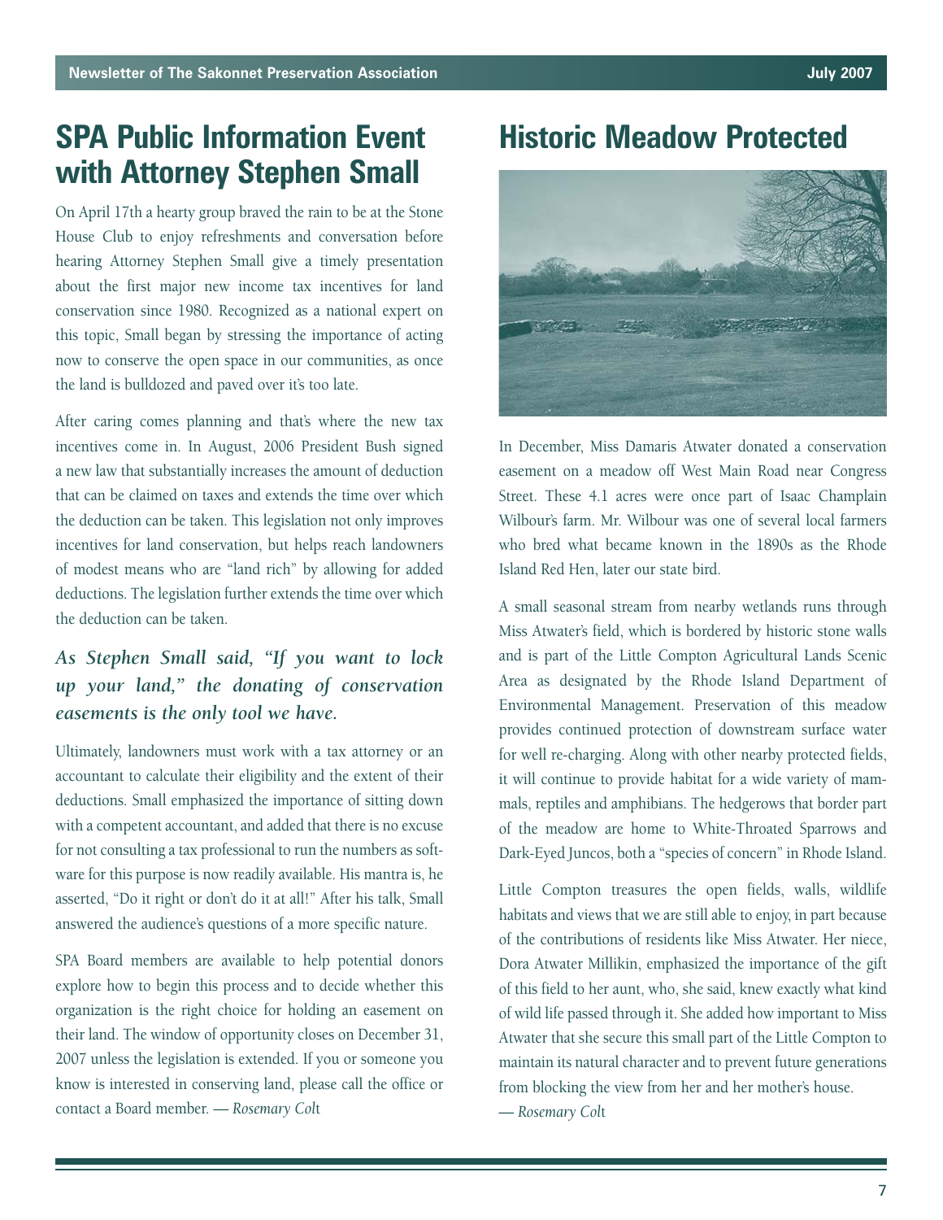## SPA Public Information Event with Attorney Stephen Small

On April 17th a hearty group braved the rain to be at the Stone House Club to enjoy refreshments and conversation before hearing Attorney Stephen Small give a timely presentation about the first major new income tax incentives for land conservation since 1980. Recognized as a national expert on this topic, Small began by stressing the importance of acting now to conserve the open space in our communities, as once the land is bulldozed and paved over it's too late.

After caring comes planning and that's where the new tax incentives come in. In August, 2006 President Bush signed a new law that substantially increases the amount of deduction that can be claimed on taxes and extends the time over which the deduction can be taken. This legislation not only improves incentives for land conservation, but helps reach landowners of modest means who are "land rich" by allowing for added deductions. The legislation further extends the time over which the deduction can be taken.

***As Stephen Small said, "If you want to lock up your land," the donating of conservation easements is the only tool we have.***

Ultimately, landowners must work with a tax attorney or an accountant to calculate their eligibility and the extent of their deductions. Small emphasized the importance of sitting down with a competent accountant, and added that there is no excuse for not consulting a tax professional to run the numbers as software for this purpose is now readily available. His mantra is, he asserted, "Do it right or don't do it at all!" After his talk, Small answered the audience's questions of a more specific nature.

SPA Board members are available to help potential donors explore how to begin this process and to decide whether this organization is the right choice for holding an easement on their land. The window of opportunity closes on December 31, 2007 unless the legislation is extended. If you or someone you know is interested in conserving land, please call the office or contact a Board member. *— Rosemary Colt*

## Historic Meadow Protected

In December, Miss Damaris Atwater donated a conservation easement on a meadow off West Main Road near Congress Street. These 4.1 acres were once part of Isaac Champlain Wilbour's farm. Mr. Wilbour was one of several local farmers who bred what became known in the 1890s as the Rhode Island Red Hen, later our state bird.

A small seasonal stream from nearby wetlands runs through Miss Atwater's field, which is bordered by historic stone walls and is part of the Little Compton Agricultural Lands Scenic Area as designated by the Rhode Island Department of Environmental Management. Preservation of this meadow provides continued protection of downstream surface water for well re-charging. Along with other nearby protected fields, it will continue to provide habitat for a wide variety of mammals, reptiles and amphibians. The hedgerows that border part of the meadow are home to White-Throated Sparrows and Dark-Eyed Juncos, both a "species of concern" in Rhode Island.

Little Compton treasures the open fields, walls, wildlife habitats and views that we are still able to enjoy, in part because of the contributions of residents like Miss Atwater. Her niece, Dora Atwater Millikin, emphasized the importance of the gift of this field to her aunt, who, she said, knew exactly what kind of wild life passed through it. She added how important to Miss Atwater that she secure this small part of the Little Compton to maintain its natural character and to prevent future generations from blocking the view from her and her mother's house.
*— Rosemary Colt*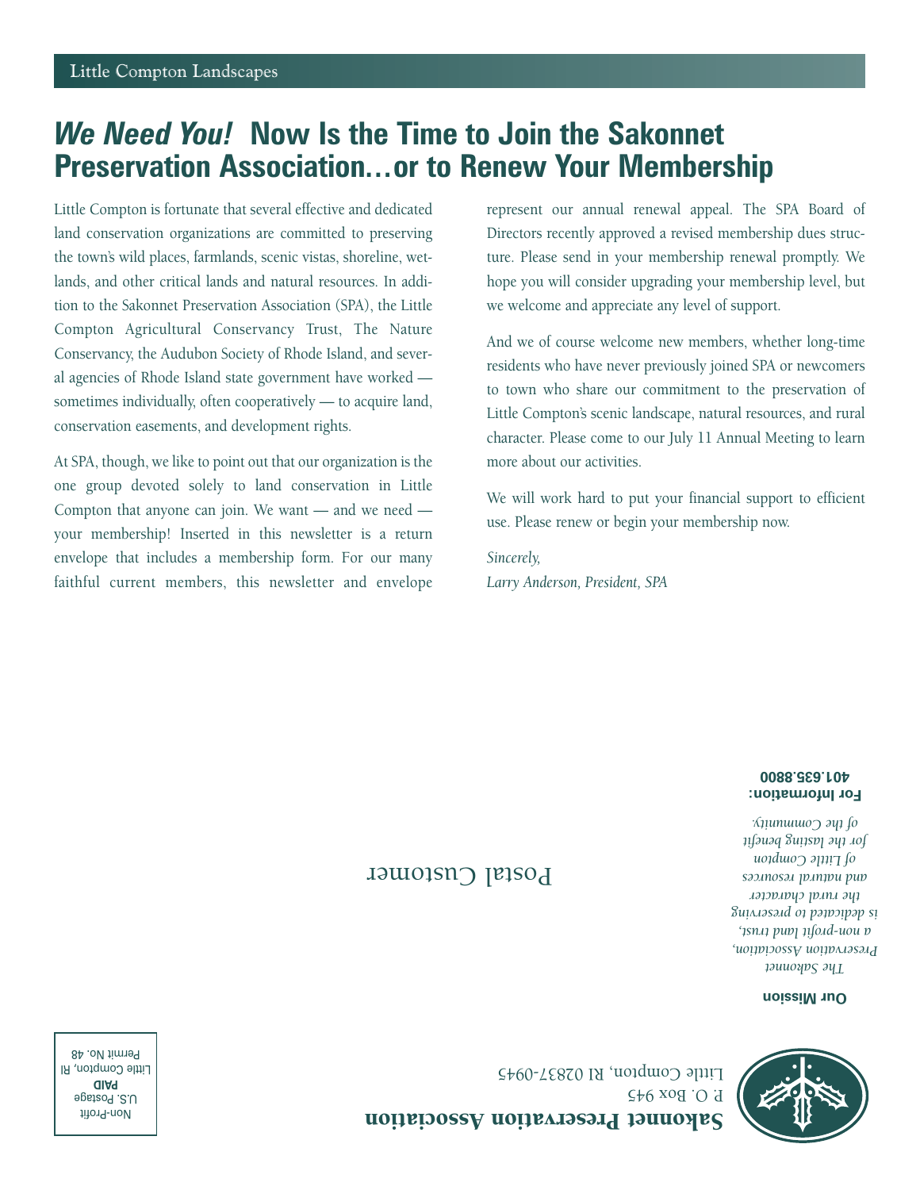# *We Need You!* Now Is the Time to Join the Sakonnet Preservation Association…or to Renew Your Membership

Little Compton is fortunate that several effective and dedicated land conservation organizations are committed to preserving the town's wild places, farmlands, scenic vistas, shoreline, wetlands, and other critical lands and natural resources. In addition to the Sakonnet Preservation Association (SPA), the Little Compton Agricultural Conservancy Trust, The Nature Conservancy, the Audubon Society of Rhode Island, and several agencies of Rhode Island state government have worked — sometimes individually, often cooperatively — to acquire land, conservation easements, and development rights.

At SPA, though, we like to point out that our organization is the one group devoted solely to land conservation in Little Compton that anyone can join. We want — and we need — your membership! Inserted in this newsletter is a return envelope that includes a membership form. For our many faithful current members, this newsletter and envelope represent our annual renewal appeal. The SPA Board of Directors recently approved a revised membership dues structure. Please send in your membership renewal promptly. We hope you will consider upgrading your membership level, but we welcome and appreciate any level of support.

And we of course welcome new members, whether long-time residents who have never previously joined SPA or newcomers to town who share our commitment to the preservation of Little Compton's scenic landscape, natural resources, and rural character. Please come to our July 11 Annual Meeting to learn more about our activities.

We will work hard to put your financial support to efficient use. Please renew or begin your membership now.

*Sincerely,*
*Larry Anderson, President, SPA*

**For Information:**
**401.635.8800**

**Our Mission**

*The Sakonnet Preservation Association, a non-profit land trust, is dedicated to preserving the rural character and natural resources of Little Compton for the lasting benefit of the Community.*

Postal Customer

**Sakonnet Preservation Association**
P. O. Box 945
Little Compton, RI 02837-0945

Non-Profit
U.S. Postage
**PAID**
Little Compton, RI
Permit No. 48